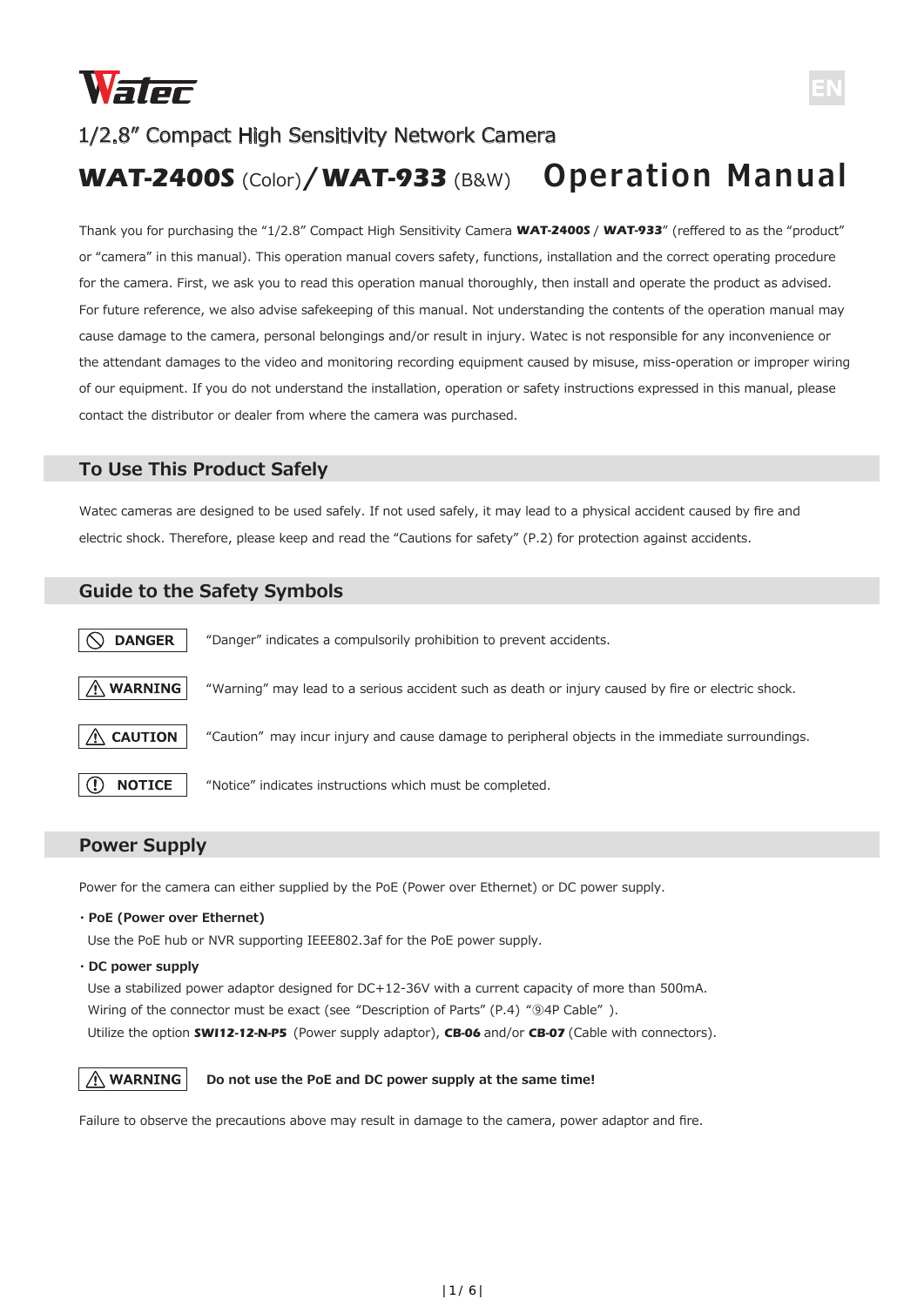Watec

EN

1/2.8" Compact High Sensitivity Network Camera

# **WAT-2400S** (Color) / **WAT-933** (B&W) Operation Manual

Thank you for purchasing the "1/2.8" Compact High Sensitivity Camera **WAT-2400S** / **WAT-933**" (reffered to as the "product" or "camera" in this manual). This operation manual covers safety, functions, installation and the correct operating procedure for the camera. First, we ask you to read this operation manual thoroughly, then install and operate the product as advised. For future reference, we also advise safekeeping of this manual. Not understanding the contents of the operation manual may cause damage to the camera, personal belongings and/or result in injury. Watec is not responsible for any inconvenience or the attendant damages to the video and monitoring recording equipment caused by misuse, miss-operation or improper wiring of our equipment. If you do not understand the installation, operation or safety instructions expressed in this manual, please contact the distributor or dealer from where the camera was purchased.

## To Use This Product Safely

Watec cameras are designed to be used safely. If not used safely, it may lead to a physical accident caused by fire and electric shock. Therefore, please keep and read the "Cautions for safety" (P.2) for protection against accidents.

## Guide to the Safety Symbols

| | |
|---|---|
| **DANGER** | "Danger" indicates a compulsorily prohibition to prevent accidents. |
| **WARNING** | "Warning" may lead to a serious accident such as death or injury caused by fire or electric shock. |
| **CAUTION** | "Caution" may incur injury and cause damage to peripheral objects in the immediate surroundings. |
| **NOTICE** | "Notice" indicates instructions which must be completed. |

## Power Supply

Power for the camera can either supplied by the PoE (Power over Ethernet) or DC power supply.

- **PoE (Power over Ethernet)**
  Use the PoE hub or NVR supporting IEEE802.3af for the PoE power supply.
- **DC power supply**
  Use a stabilized power adaptor designed for DC+12-36V with a current capacity of more than 500mA.
  Wiring of the connector must be exact (see "Description of Parts" (P.4) "⑨4P Cable" ).
  Utilize the option **SWI12-12-N-P5** (Power supply adaptor), **CB-06** and/or **CB-07** (Cable with connectors).

**WARNING** **Do not use the PoE and DC power supply at the same time!**

Failure to observe the precautions above may result in damage to the camera, power adaptor and fire.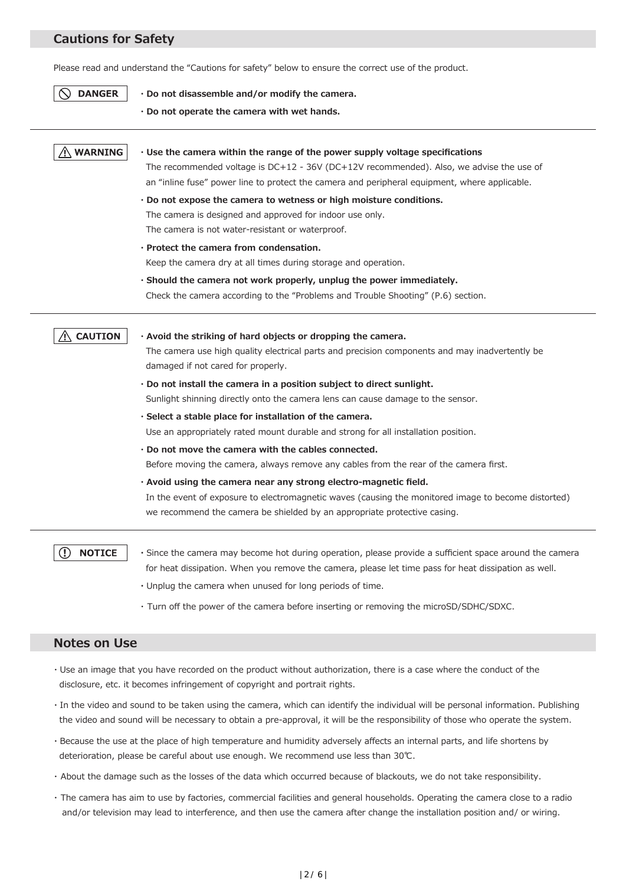## Cautions for Safety

Please read and understand the “Cautions for safety” below to ensure the correct use of the product.

**DANGER**

- **Do not disassemble and/or modify the camera.**
- **Do not operate the camera with wet hands.**

---

**WARNING**

- **Use the camera within the range of the power supply voltage specifications**
  The recommended voltage is DC+12 - 36V (DC+12V recommended). Also, we advise the use of an “inline fuse” power line to protect the camera and peripheral equipment, where applicable.
- **Do not expose the camera to wetness or high moisture conditions.**
  The camera is designed and approved for indoor use only.
  The camera is not water-resistant or waterproof.
- **Protect the camera from condensation.**
  Keep the camera dry at all times during storage and operation.
- **Should the camera not work properly, unplug the power immediately.**
  Check the camera according to the “Problems and Trouble Shooting” (P.6) section.

---

**CAUTION**

- **Avoid the striking of hard objects or dropping the camera.**
  The camera use high quality electrical parts and precision components and may inadvertently be damaged if not cared for properly.
- **Do not install the camera in a position subject to direct sunlight.**
  Sunlight shinning directly onto the camera lens can cause damage to the sensor.
- **Select a stable place for installation of the camera.**
  Use an appropriately rated mount durable and strong for all installation position.
- **Do not move the camera with the cables connected.**
  Before moving the camera, always remove any cables from the rear of the camera first.
- **Avoid using the camera near any strong electro-magnetic field.**
  In the event of exposure to electromagnetic waves (causing the monitored image to become distorted) we recommend the camera be shielded by an appropriate protective casing.

---

**NOTICE**

- Since the camera may become hot during operation, please provide a sufficient space around the camera for heat dissipation. When you remove the camera, please let time pass for heat dissipation as well.
- Unplug the camera when unused for long periods of time.
- Turn off the power of the camera before inserting or removing the microSD/SDHC/SDXC.

## Notes on Use

- Use an image that you have recorded on the product without authorization, there is a case where the conduct of the disclosure, etc. it becomes infringement of copyright and portrait rights.
- In the video and sound to be taken using the camera, which can identify the individual will be personal information. Publishing the video and sound will be necessary to obtain a pre-approval, it will be the responsibility of those who operate the system.
- Because the use at the place of high temperature and humidity adversely affects an internal parts, and life shortens by deterioration, please be careful about use enough. We recommend use less than 30℃.
- About the damage such as the losses of the data which occurred because of blackouts, we do not take responsibility.
- The camera has aim to use by factories, commercial facilities and general households. Operating the camera close to a radio and/or television may lead to interference, and then use the camera after change the installation position and/ or wiring.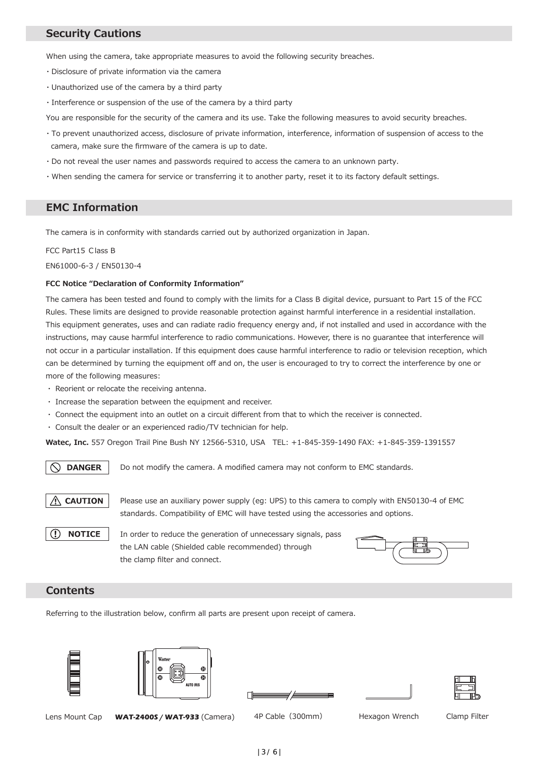## Security Cautions

When using the camera, take appropriate measures to avoid the following security breaches.

・Disclosure of private information via the camera

・Unauthorized use of the camera by a third party

・Interference or suspension of the use of the camera by a third party

You are responsible for the security of the camera and its use. Take the following measures to avoid security breaches.

・To prevent unauthorized access, disclosure of private information, interference, information of suspension of access to the camera, make sure the firmware of the camera is up to date.

・Do not reveal the user names and passwords required to access the camera to an unknown party.

・When sending the camera for service or transferring it to another party, reset it to its factory default settings.

## EMC Information

The camera is in conformity with standards carried out by authorized organization in Japan.

FCC Part15 Class B

EN61000-6-3 / EN50130-4

**FCC Notice "Declaration of Conformity Information"**

The camera has been tested and found to comply with the limits for a Class B digital device, pursuant to Part 15 of the FCC Rules. These limits are designed to provide reasonable protection against harmful interference in a residential installation. This equipment generates, uses and can radiate radio frequency energy and, if not installed and used in accordance with the instructions, may cause harmful interference to radio communications. However, there is no guarantee that interference will not occur in a particular installation. If this equipment does cause harmful interference to radio or television reception, which can be determined by turning the equipment off and on, the user is encouraged to try to correct the interference by one or more of the following measures:

・ Reorient or relocate the receiving antenna.
・ Increase the separation between the equipment and receiver.
・ Connect the equipment into an outlet on a circuit different from that to which the receiver is connected.
・ Consult the dealer or an experienced radio/TV technician for help.

**Watec, Inc.** 557 Oregon Trail Pine Bush NY 12566-5310, USA TEL: +1-845-359-1490 FAX: +1-845-359-1391557

**DANGER** Do not modify the camera. A modified camera may not conform to EMC standards.

**CAUTION** Please use an auxiliary power supply (eg: UPS) to this camera to comply with EN50130-4 of EMC standards. Compatibility of EMC will have tested using the accessories and options.

**NOTICE** In order to reduce the generation of unnecessary signals, pass the LAN cable (Shielded cable recommended) through the clamp filter and connect.

## Contents

Referring to the illustration below, confirm all parts are present upon receipt of camera.

Lens Mount Cap　**WAT-2400S / WAT-933** (Camera)　4P Cable（300mm）　Hexagon Wrench　Clamp Filter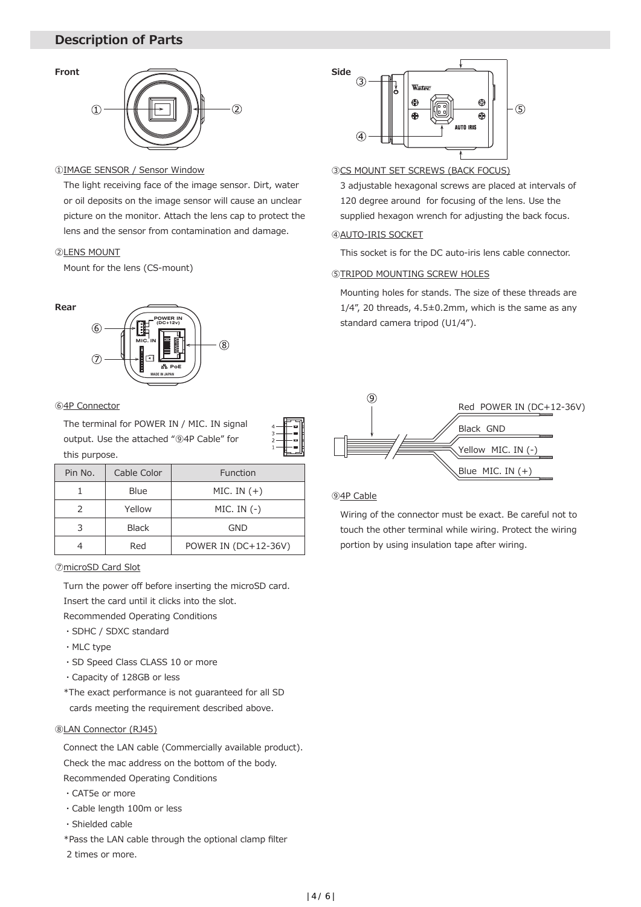## Description of Parts

**Front**

①IMAGE SENSOR / Sensor Window

The light receiving face of the image sensor. Dirt, water or oil deposits on the image sensor will cause an unclear picture on the monitor. Attach the lens cap to protect the lens and the sensor from contamination and damage.

②LENS MOUNT

Mount for the lens (CS-mount)

**Side**

③CS MOUNT SET SCREWS (BACK FOCUS)

3 adjustable hexagonal screws are placed at intervals of 120 degree around for focusing of the lens. Use the supplied hexagon wrench for adjusting the back focus.

④AUTO-IRIS SOCKET

This socket is for the DC auto-iris lens cable connector.

⑤TRIPOD MOUNTING SCREW HOLES

Mounting holes for stands. The size of these threads are 1/4", 20 threads, 4.5±0.2mm, which is the same as any standard camera tripod (U1/4").

**Rear**

⑥4P Connector

The terminal for POWER IN / MIC. IN signal output. Use the attached "⑨4P Cable" for this purpose.

| Pin No. | Cable Color | Function |
|---|---|---|
| 1 | Blue | MIC. IN (+) |
| 2 | Yellow | MIC. IN (-) |
| 3 | Black | GND |
| 4 | Red | POWER IN (DC+12-36V) |

⑦microSD Card Slot

Turn the power off before inserting the microSD card.
Insert the card until it clicks into the slot.
Recommended Operating Conditions

- SDHC / SDXC standard
- MLC type
- SD Speed Class CLASS 10 or more
- Capacity of 128GB or less

*The exact performance is not guaranteed for all SD cards meeting the requirement described above.

⑧LAN Connector (RJ45)

Connect the LAN cable (Commercially available product).
Check the mac address on the bottom of the body.
Recommended Operating Conditions

- CAT5e or more
- Cable length 100m or less
- Shielded cable

*Pass the LAN cable through the optional clamp filter 2 times or more.

Red POWER IN (DC+12-36V)
Black GND
Yellow MIC. IN (-)
Blue MIC. IN (+)

⑨4P Cable

Wiring of the connector must be exact. Be careful not to touch the other terminal while wiring. Protect the wiring portion by using insulation tape after wiring.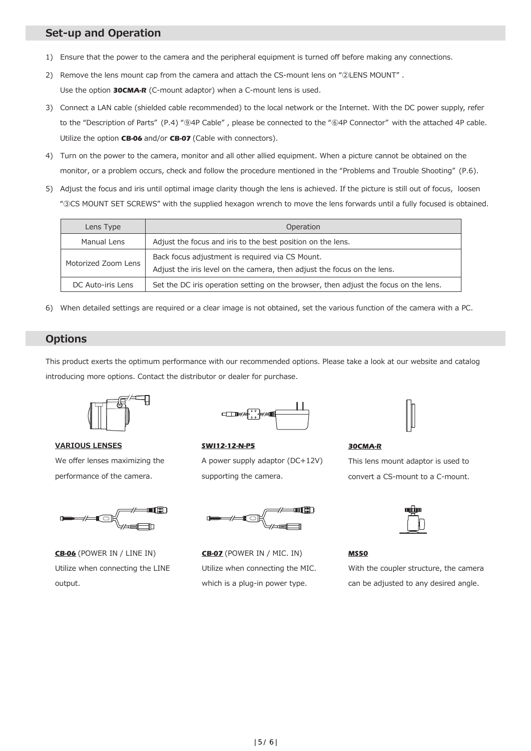## Set-up and Operation

1) Ensure that the power to the camera and the peripheral equipment is turned off before making any connections.
2) Remove the lens mount cap from the camera and attach the CS-mount lens on "②LENS MOUNT" .
   Use the option ***30CMA-R*** (C-mount adaptor) when a C-mount lens is used.
3) Connect a LAN cable (shielded cable recommended) to the local network or the Internet. With the DC power supply, refer to the "Description of Parts" (P.4) "⑨4P Cable" , please be connected to the "⑥4P Connector" with the attached 4P cable. Utilize the option ***CB-06*** and/or ***CB-07*** (Cable with connectors).
4) Turn on the power to the camera, monitor and all other allied equipment. When a picture cannot be obtained on the monitor, or a problem occurs, check and follow the procedure mentioned in the "Problems and Trouble Shooting" (P.6).
5) Adjust the focus and iris until optimal image clarity though the lens is achieved. If the picture is still out of focus, loosen "③CS MOUNT SET SCREWS" with the supplied hexagon wrench to move the lens forwards until a fully focused is obtained.

| Lens Type | Operation |
|---|---|
| Manual Lens | Adjust the focus and iris to the best position on the lens. |
| Motorized Zoom Lens | Back focus adjustment is required via CS Mount.<br>Adjust the iris level on the camera, then adjust the focus on the lens. |
| DC Auto-iris Lens | Set the DC iris operation setting on the browser, then adjust the focus on the lens. |

6) When detailed settings are required or a clear image is not obtained, set the various function of the camera with a PC.

## Options

This product exerts the optimum performance with our recommended options. Please take a look at our website and catalog introducing more options. Contact the distributor or dealer for purchase.

**VARIOUS LENSES**
We offer lenses maximizing the performance of the camera.

***SWI12-12-N-P5***
A power supply adaptor (DC+12V) supporting the camera.

***30CMA-R***
This lens mount adaptor is used to convert a CS-mount to a C-mount.

***CB-06*** (POWER IN / LINE IN)
Utilize when connecting the LINE output.

***CB-07*** (POWER IN / MIC. IN)
Utilize when connecting the MIC. which is a plug-in power type.

***MS50***
With the coupler structure, the camera can be adjusted to any desired angle.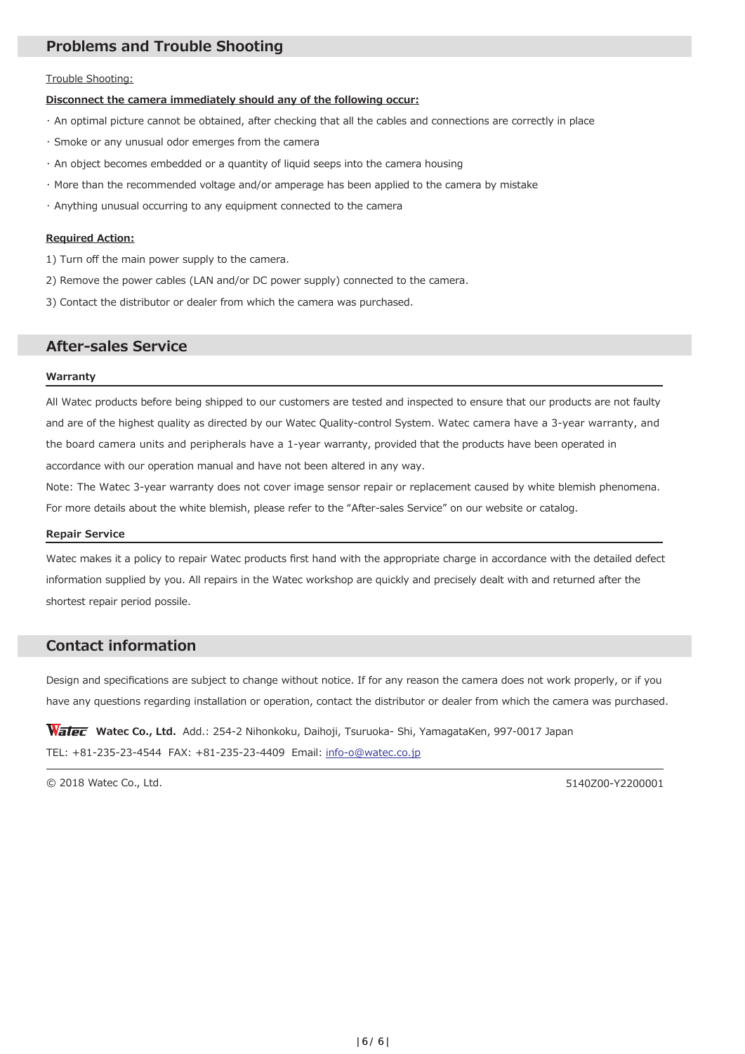## Problems and Trouble Shooting

Trouble Shooting:

**Disconnect the camera immediately should any of the following occur:**

- An optimal picture cannot be obtained, after checking that all the cables and connections are correctly in place
- Smoke or any unusual odor emerges from the camera
- An object becomes embedded or a quantity of liquid seeps into the camera housing
- More than the recommended voltage and/or amperage has been applied to the camera by mistake
- Anything unusual occurring to any equipment connected to the camera

**Required Action:**

1) Turn off the main power supply to the camera.
2) Remove the power cables (LAN and/or DC power supply) connected to the camera.
3) Contact the distributor or dealer from which the camera was purchased.

## After-sales Service

### Warranty

All Watec products before being shipped to our customers are tested and inspected to ensure that our products are not faulty and are of the highest quality as directed by our Watec Quality-control System. Watec camera have a 3-year warranty, and the board camera units and peripherals have a 1-year warranty, provided that the products have been operated in accordance with our operation manual and have not been altered in any way.

Note: The Watec 3-year warranty does not cover image sensor repair or replacement caused by white blemish phenomena. For more details about the white blemish, please refer to the "After-sales Service" on our website or catalog.

### Repair Service

Watec makes it a policy to repair Watec products first hand with the appropriate charge in accordance with the detailed defect information supplied by you. All repairs in the Watec workshop are quickly and precisely dealt with and returned after the shortest repair period possile.

## Contact information

Design and specifications are subject to change without notice. If for any reason the camera does not work properly, or if you have any questions regarding installation or operation, contact the distributor or dealer from which the camera was purchased.

Watec **Watec Co., Ltd.** Add.: 254-2 Nihonkoku, Daihoji, Tsuruoka- Shi, YamagataKen, 997-0017 Japan

TEL: +81-235-23-4544 FAX: +81-235-23-4409 Email: info-o@watec.co.jp

© 2018 Watec Co., Ltd. 5140Z00-Y2200001